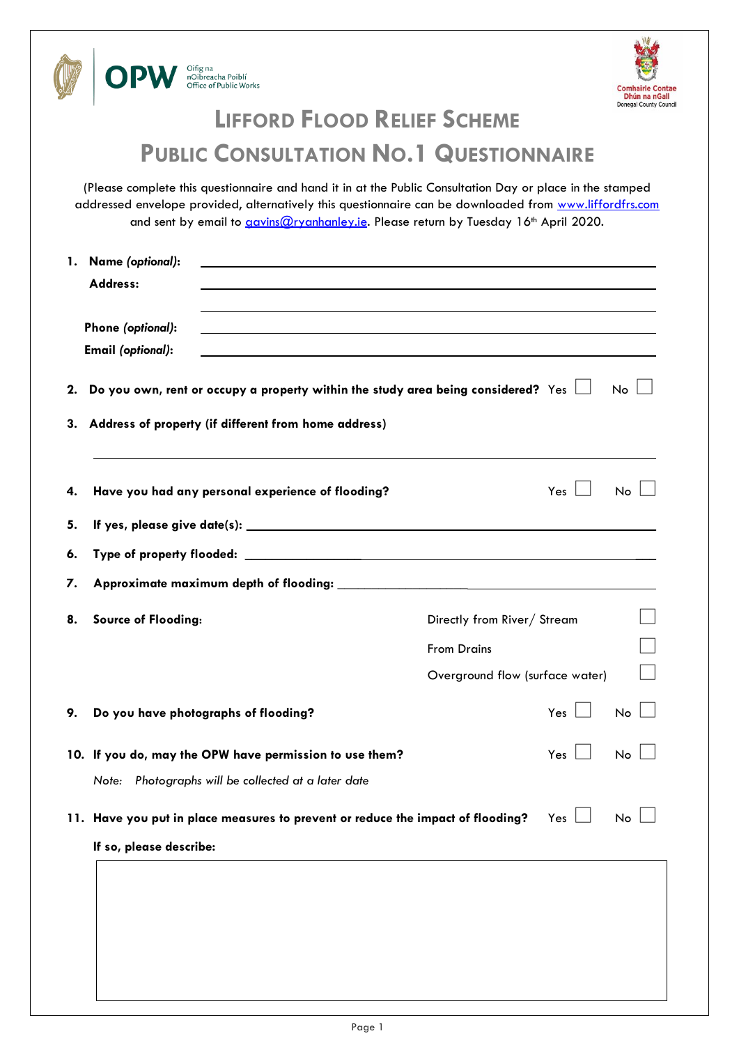Oifig na nOibreacha Poiblí
Office of Public Works

Comhairle Contae Dhún na nGall
Donegal County Council

# Lifford Flood Relief Scheme

# Public Consultation No.1 Questionnaire

(Please complete this questionnaire and hand it in at the Public Consultation Day or place in the stamped addressed envelope provided, alternatively this questionnaire can be downloaded from [www.liffordfrs.com](http://www.liffordfrs.com) and sent by email to [gavins@ryanhanley.ie](mailto:gavins@ryanhanley.ie). Please return by Tuesday 16th April 2020.

1. **Name** ***(optional)*****:** ____________________

   **Address:** ____________________

   ____________________

   **Phone** ***(optional)*****:** ____________________

   **Email** ***(optional)*****:** ____________________

2. **Do you own, rent or occupy a property within the study area being considered?** Yes ☐ No ☐

3. **Address of property (if different from home address)**

   ____________________

4. **Have you had any personal experience of flooding?** Yes ☐ No ☐

5. **If yes, please give date(s):** ____________________

6. **Type of property flooded:** ____________________

7. **Approximate maximum depth of flooding:** ____________________

8. **Source of Flooding:**
   - Directly from River/ Stream ☐
   - From Drains ☐
   - Overground flow (surface water) ☐

9. **Do you have photographs of flooding?** Yes ☐ No ☐

10. **If you do, may the OPW have permission to use them?** Yes ☐ No ☐

    *Note: Photographs will be collected at a later date*

11. **Have you put in place measures to prevent or reduce the impact of flooding?** Yes ☐ No ☐

    **If so, please describe:**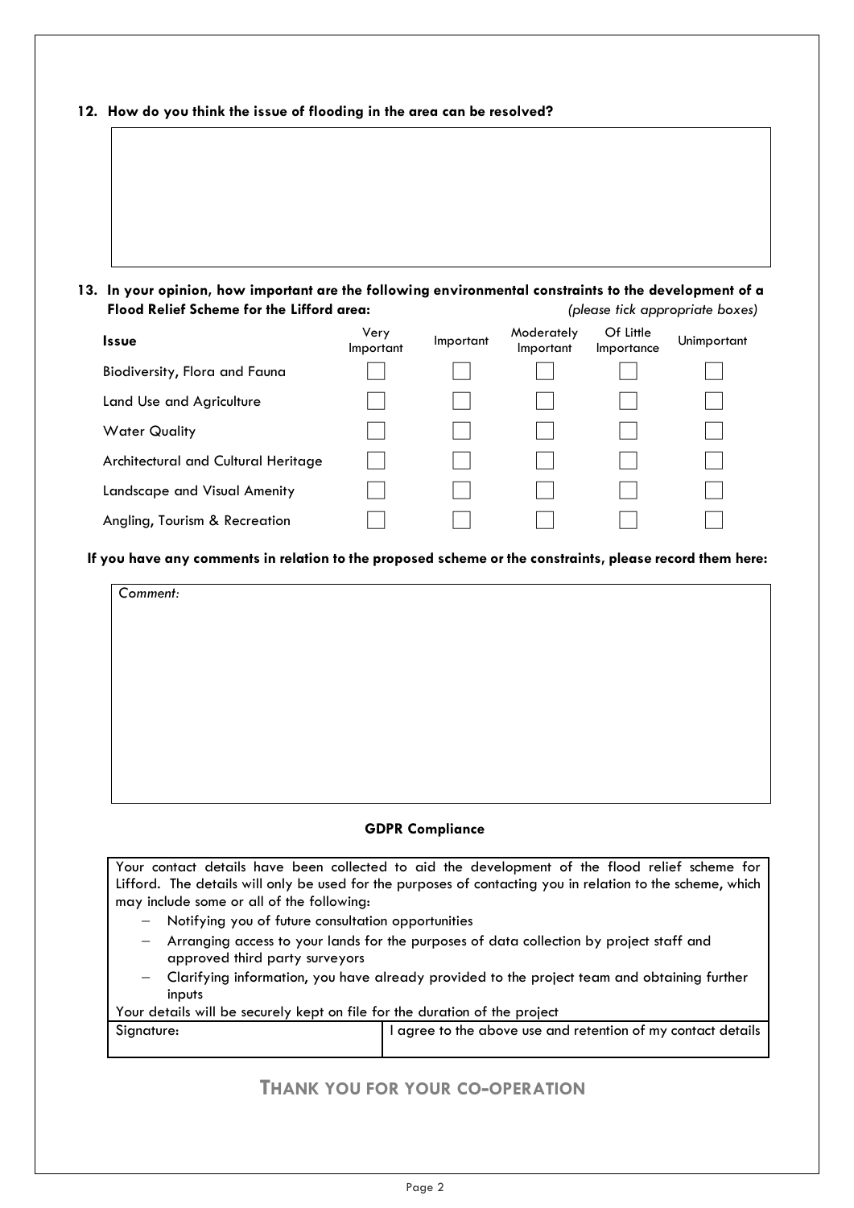**12. How do you think the issue of flooding in the area can be resolved?**

**13. In your opinion, how important are the following environmental constraints to the development of a Flood Relief Scheme for the Lifford area:** *(please tick appropriate boxes)*

| Issue | Very Important | Important | Moderately Important | Of Little Importance | Unimportant |
|---|---|---|---|---|---|
| Biodiversity, Flora and Fauna | ☐ | ☐ | ☐ | ☐ | ☐ |
| Land Use and Agriculture | ☐ | ☐ | ☐ | ☐ | ☐ |
| Water Quality | ☐ | ☐ | ☐ | ☐ | ☐ |
| Architectural and Cultural Heritage | ☐ | ☐ | ☐ | ☐ | ☐ |
| Landscape and Visual Amenity | ☐ | ☐ | ☐ | ☐ | ☐ |
| Angling, Tourism & Recreation | ☐ | ☐ | ☐ | ☐ | ☐ |

**If you have any comments in relation to the proposed scheme or the constraints, please record them here:**

*Comment:*

**GDPR Compliance**

Your contact details have been collected to aid the development of the flood relief scheme for Lifford. The details will only be used for the purposes of contacting you in relation to the scheme, which may include some or all of the following:

- Notifying you of future consultation opportunities
- Arranging access to your lands for the purposes of data collection by project staff and approved third party surveyors
- Clarifying information, you have already provided to the project team and obtaining further inputs

Your details will be securely kept on file for the duration of the project

| Signature: | I agree to the above use and retention of my contact details |
|---|---|

## THANK YOU FOR YOUR CO-OPERATION